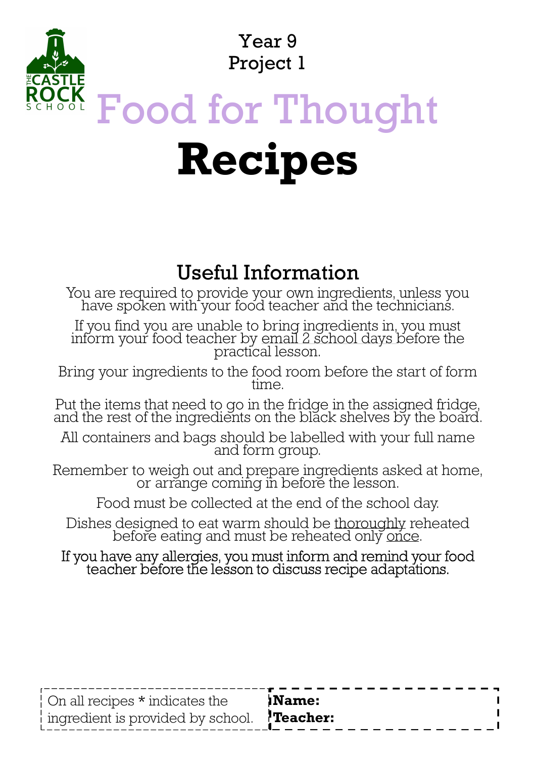Year 9
Project 1

# Food for Thought

# Recipes

## Useful Information

You are required to provide your own ingredients, unless you have spoken with your food teacher and the technicians.

If you find you are unable to bring ingredients in, you must inform your food teacher by email 2 school days before the practical lesson.

Bring your ingredients to the food room before the start of form time.

Put the items that need to go in the fridge in the assigned fridge, and the rest of the ingredients on the black shelves by the board.

All containers and bags should be labelled with your full name and form group.

Remember to weigh out and prepare ingredients asked at home, or arrange coming in before the lesson.

Food must be collected at the end of the school day.

Dishes designed to eat warm should be thoroughly reheated before eating and must be reheated only once.

If you have any allergies, you must inform and remind your food teacher before the lesson to discuss recipe adaptations.

On all recipes * indicates the ingredient is provided by school.

**Name:**
**Teacher:**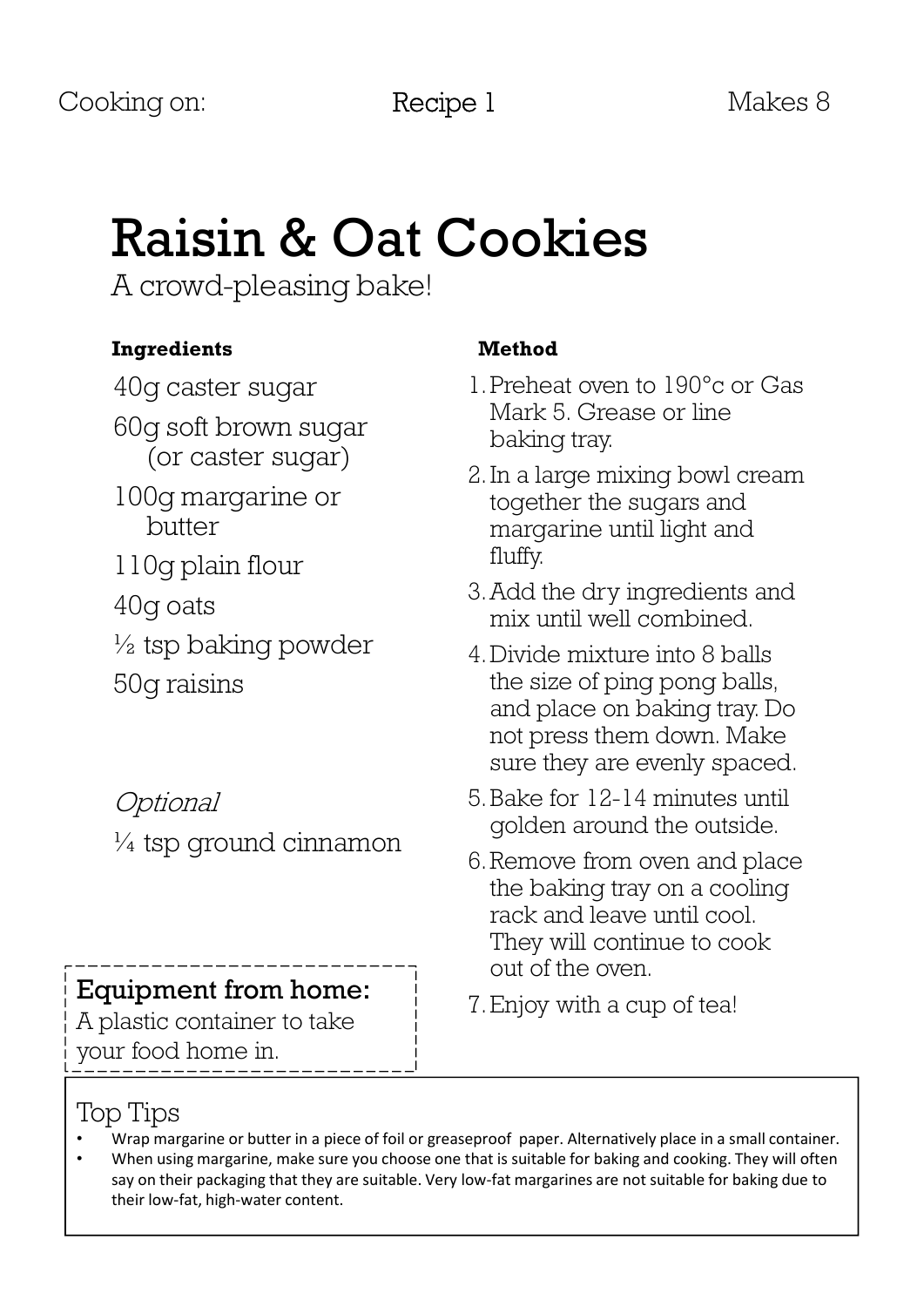Cooking on: Recipe 1 Makes 8

# Raisin & Oat Cookies

A crowd-pleasing bake!

**Ingredients**

40g caster sugar

60g soft brown sugar (or caster sugar)

100g margarine or butter

110g plain flour

40g oats

½ tsp baking powder

50g raisins

*Optional*

¼ tsp ground cinnamon

**Method**

1. Preheat oven to 190°c or Gas Mark 5. Grease or line baking tray.
2. In a large mixing bowl cream together the sugars and margarine until light and fluffy.
3. Add the dry ingredients and mix until well combined.
4. Divide mixture into 8 balls the size of ping pong balls, and place on baking tray. Do not press them down. Make sure they are evenly spaced.
5. Bake for 12-14 minutes until golden around the outside.
6. Remove from oven and place the baking tray on a cooling rack and leave until cool. They will continue to cook out of the oven.
7. Enjoy with a cup of tea!

**Equipment from home:**
A plastic container to take your food home in.

## Top Tips

- Wrap margarine or butter in a piece of foil or greaseproof paper. Alternatively place in a small container.
- When using margarine, make sure you choose one that is suitable for baking and cooking. They will often say on their packaging that they are suitable. Very low-fat margarines are not suitable for baking due to their low-fat, high-water content.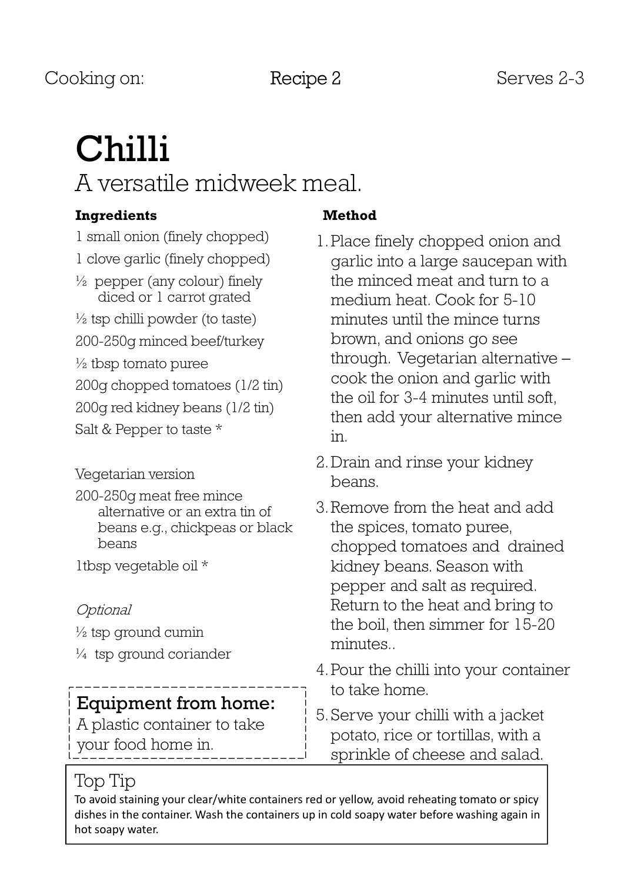Cooking on: Recipe 2 Serves 2-3

# Chilli

## A versatile midweek meal.

**Ingredients**

1 small onion (finely chopped)

1 clove garlic (finely chopped)

½ pepper (any colour) finely diced or 1 carrot grated

½ tsp chilli powder (to taste)

200-250g minced beef/turkey

½ tbsp tomato puree

200g chopped tomatoes (1/2 tin)

200g red kidney beans (1/2 tin)

Salt & Pepper to taste *

Vegetarian version

200-250g meat free mince alternative or an extra tin of beans e.g., chickpeas or black beans

1tbsp vegetable oil *

*Optional*

½ tsp ground cumin

¼ tsp ground coriander

**Equipment from home:**
A plastic container to take your food home in.

**Method**

1. Place finely chopped onion and garlic into a large saucepan with the minced meat and turn to a medium heat. Cook for 5-10 minutes until the mince turns brown, and onions go see through. Vegetarian alternative – cook the onion and garlic with the oil for 3-4 minutes until soft, then add your alternative mince in.
2. Drain and rinse your kidney beans.
3. Remove from the heat and add the spices, tomato puree, chopped tomatoes and drained kidney beans. Season with pepper and salt as required. Return to the heat and bring to the boil, then simmer for 15-20 minutes..
4. Pour the chilli into your container to take home.
5. Serve your chilli with a jacket potato, rice or tortillas, with a sprinkle of cheese and salad.

### Top Tip

To avoid staining your clear/white containers red or yellow, avoid reheating tomato or spicy dishes in the container. Wash the containers up in cold soapy water before washing again in hot soapy water.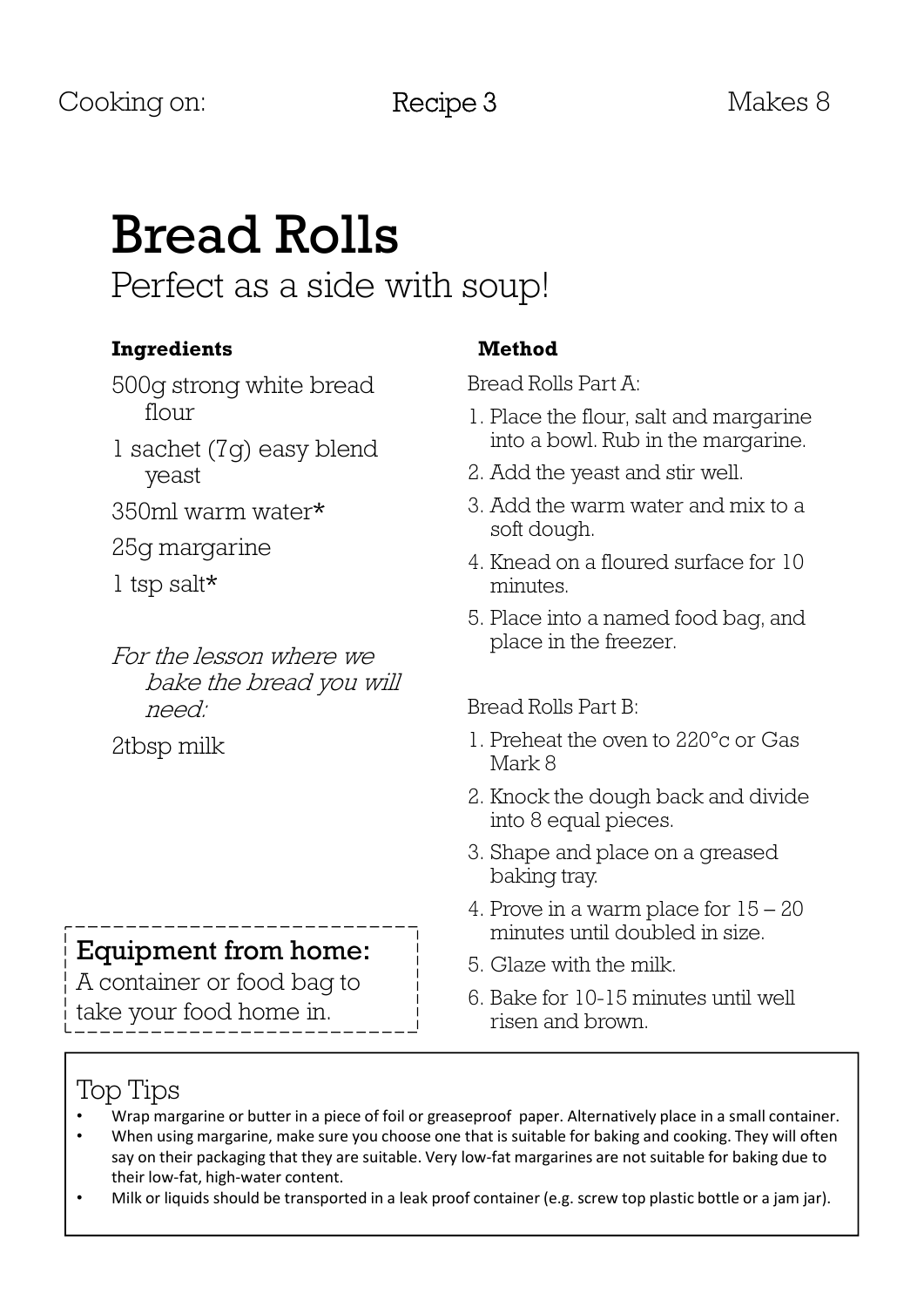Cooking on: Recipe 3 Makes 8

# Bread Rolls

## Perfect as a side with soup!

**Ingredients**

500g strong white bread flour

1 sachet (7g) easy blend yeast

350ml warm water*

25g margarine

1 tsp salt*

*For the lesson where we bake the bread you will need:*

2tbsp milk

**Method**

Bread Rolls Part A:

1. Place the flour, salt and margarine into a bowl. Rub in the margarine.
2. Add the yeast and stir well.
3. Add the warm water and mix to a soft dough.
4. Knead on a floured surface for 10 minutes.
5. Place into a named food bag, and place in the freezer.

Bread Rolls Part B:

1. Preheat the oven to 220°c or Gas Mark 8
2. Knock the dough back and divide into 8 equal pieces.
3. Shape and place on a greased baking tray.
4. Prove in a warm place for 15 – 20 minutes until doubled in size.
5. Glaze with the milk.
6. Bake for 10-15 minutes until well risen and brown.

### Equipment from home:

A container or food bag to take your food home in.

### Top Tips

- Wrap margarine or butter in a piece of foil or greaseproof paper. Alternatively place in a small container.
- When using margarine, make sure you choose one that is suitable for baking and cooking. They will often say on their packaging that they are suitable. Very low-fat margarines are not suitable for baking due to their low-fat, high-water content.
- Milk or liquids should be transported in a leak proof container (e.g. screw top plastic bottle or a jam jar).